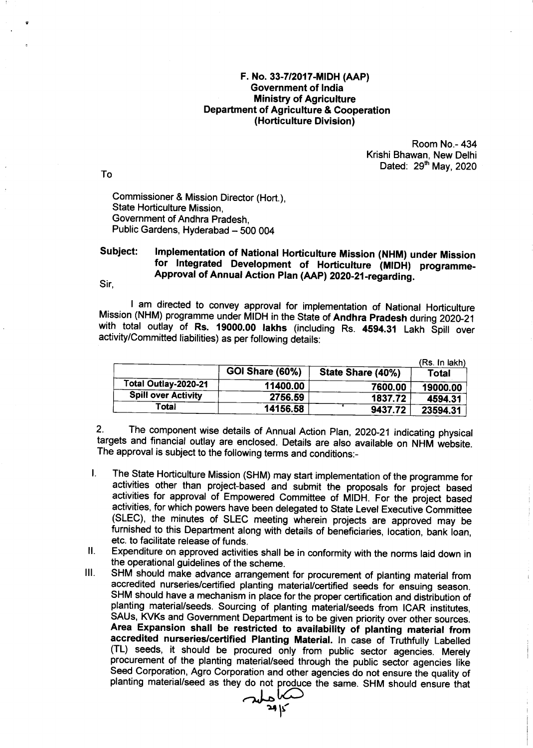**F. No. 33-7/2017-MIDH (AAP)**
**Government of India**
**Ministry of Agriculture**
**Department of Agriculture & Cooperation**
**(Horticulture Division)**

Room No.- 434
Krishi Bhawan, New Delhi
Dated: 29th May, 2020

To

Commissioner & Mission Director (Hort.),
State Horticulture Mission,
Government of Andhra Pradesh,
Public Gardens, Hyderabad – 500 004

**Subject: Implementation of National Horticulture Mission (NHM) under Mission for Integrated Development of Horticulture (MIDH) programme- Approval of Annual Action Plan (AAP) 2020-21-regarding.**

Sir,

I am directed to convey approval for implementation of National Horticulture Mission (NHM) programme under MIDH in the State of **Andhra Pradesh** during 2020-21 with total outlay of **Rs. 19000.00 lakhs** (including Rs. **4594.31** Lakh Spill over activity/Committed liabilities) as per following details:

(Rs. In lakh)

| | GOI Share (60%) | State Share (40%) | Total |
|---|---|---|---|
| **Total Outlay-2020-21** | 11400.00 | 7600.00 | 19000.00 |
| **Spill over Activity** | 2756.59 | 1837.72 | 4594.31 |
| **Total** | 14156.58 | 9437.72 | 23594.31 |

2. The component wise details of Annual Action Plan, 2020-21 indicating physical targets and financial outlay are enclosed. Details are also available on NHM website. The approval is subject to the following terms and conditions:-

I. The State Horticulture Mission (SHM) may start implementation of the programme for activities other than project-based and submit the proposals for project based activities for approval of Empowered Committee of MIDH. For the project based activities, for which powers have been delegated to State Level Executive Committee (SLEC), the minutes of SLEC meeting wherein projects are approved may be furnished to this Department along with details of beneficiaries, location, bank loan, etc. to facilitate release of funds.

II. Expenditure on approved activities shall be in conformity with the norms laid down in the operational guidelines of the scheme.

III. SHM should make advance arrangement for procurement of planting material from accredited nurseries/certified planting material/certified seeds for ensuing season. SHM should have a mechanism in place for the proper certification and distribution of planting material/seeds. Sourcing of planting material/seeds from ICAR institutes, SAUs, KVKs and Government Department is to be given priority over other sources. **Area Expansion shall be restricted to availability of planting material from accredited nurseries/certified Planting Material.** In case of Truthfully Labelled (TL) seeds, it should be procured only from public sector agencies. Merely procurement of the planting material/seed through the public sector agencies like Seed Corporation, Agro Corporation and other agencies do not ensure the quality of planting material/seed as they do not produce the same. SHM should ensure that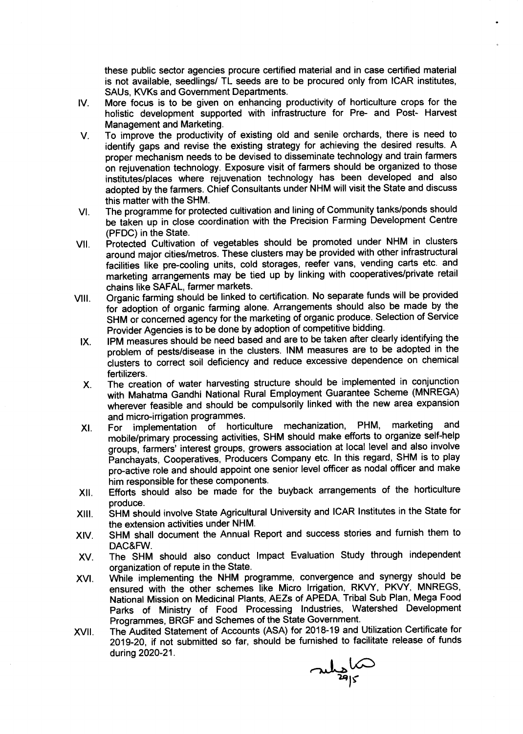these public sector agencies procure certified material and in case certified material is not available, seedlings/ TL seeds are to be procured only from ICAR institutes, SAUs, KVKs and Government Departments.

IV. More focus is to be given on enhancing productivity of horticulture crops for the holistic development supported with infrastructure for Pre- and Post- Harvest Management and Marketing.

V. To improve the productivity of existing old and senile orchards, there is need to identify gaps and revise the existing strategy for achieving the desired results. A proper mechanism needs to be devised to disseminate technology and train farmers on rejuvenation technology. Exposure visit of farmers should be organized to those institutes/places where rejuvenation technology has been developed and also adopted by the farmers. Chief Consultants under NHM will visit the State and discuss this matter with the SHM.

VI. The programme for protected cultivation and lining of Community tanks/ponds should be taken up in close coordination with the Precision Farming Development Centre (PFDC) in the State.

VII. Protected Cultivation of vegetables should be promoted under NHM in clusters around major cities/metros. These clusters may be provided with other infrastructural facilities like pre-cooling units, cold storages, reefer vans, vending carts etc. and marketing arrangements may be tied up by linking with cooperatives/private retail chains like SAFAL, farmer markets.

VIII. Organic farming should be linked to certification. No separate funds will be provided for adoption of organic farming alone. Arrangements should also be made by the SHM or concerned agency for the marketing of organic produce. Selection of Service Provider Agencies is to be done by adoption of competitive bidding.

IX. IPM measures should be need based and are to be taken after clearly identifying the problem of pests/disease in the clusters. INM measures are to be adopted in the clusters to correct soil deficiency and reduce excessive dependence on chemical fertilizers.

X. The creation of water harvesting structure should be implemented in conjunction with Mahatma Gandhi National Rural Employment Guarantee Scheme (MNREGA) wherever feasible and should be compulsorily linked with the new area expansion and micro-irrigation programmes.

XI. For implementation of horticulture mechanization, PHM, marketing and mobile/primary processing activities, SHM should make efforts to organize self-help groups, farmers' interest groups, growers association at local level and also involve Panchayats, Cooperatives, Producers Company etc. In this regard, SHM is to play pro-active role and should appoint one senior level officer as nodal officer and make him responsible for these components.

XII. Efforts should also be made for the buyback arrangements of the horticulture produce.

XIII. SHM should involve State Agricultural University and ICAR Institutes in the State for the extension activities under NHM.

XIV. SHM shall document the Annual Report and success stories and furnish them to DAC&FW.

XV. The SHM should also conduct Impact Evaluation Study through independent organization of repute in the State.

XVI. While implementing the NHM programme, convergence and synergy should be ensured with the other schemes like Micro Irrigation, RKVY, PKVY, MNREGS, National Mission on Medicinal Plants, AEZs of APEDA, Tribal Sub Plan, Mega Food Parks of Ministry of Food Processing Industries, Watershed Development Programmes, BRGF and Schemes of the State Government.

XVII. The Audited Statement of Accounts (ASA) for 2018-19 and Utilization Certificate for 2019-20, if not submitted so far, should be furnished to facilitate release of funds during 2020-21.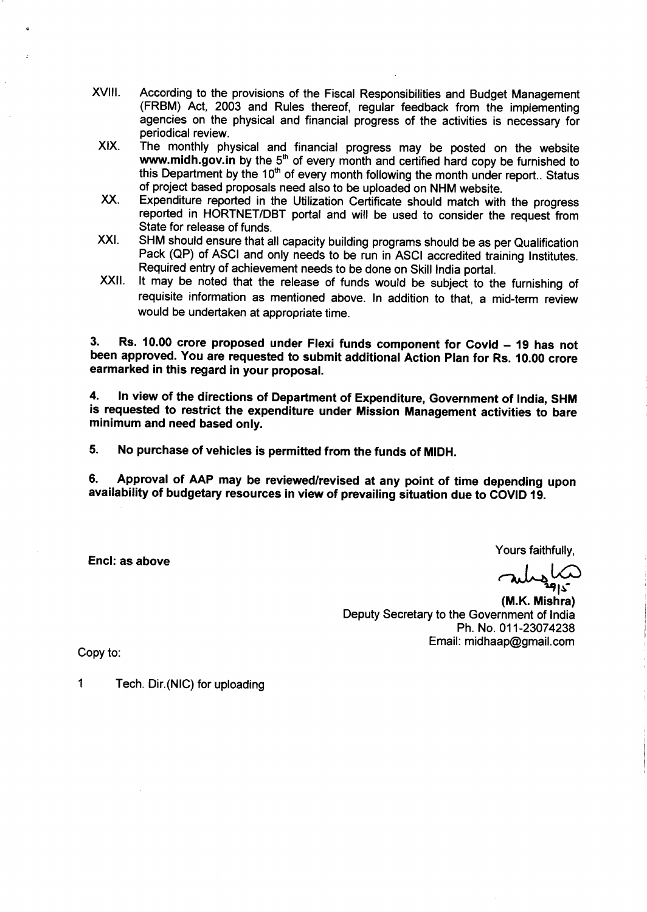XVIII. According to the provisions of the Fiscal Responsibilities and Budget Management (FRBM) Act, 2003 and Rules thereof, regular feedback from the implementing agencies on the physical and financial progress of the activities is necessary for periodical review.

XIX. The monthly physical and financial progress may be posted on the website **www.midh.gov.in** by the 5th of every month and certified hard copy be furnished to this Department by the 10th of every month following the month under report.. Status of project based proposals need also to be uploaded on NHM website.

XX. Expenditure reported in the Utilization Certificate should match with the progress reported in HORTNET/DBT portal and will be used to consider the request from State for release of funds.

XXI. SHM should ensure that all capacity building programs should be as per Qualification Pack (QP) of ASCI and only needs to be run in ASCI accredited training Institutes. Required entry of achievement needs to be done on Skill India portal.

XXII. It may be noted that the release of funds would be subject to the furnishing of requisite information as mentioned above. In addition to that, a mid-term review would be undertaken at appropriate time.

**3. Rs. 10.00 crore proposed under Flexi funds component for Covid – 19 has not been approved. You are requested to submit additional Action Plan for Rs. 10.00 crore earmarked in this regard in your proposal.**

**4. In view of the directions of Department of Expenditure, Government of India, SHM is requested to restrict the expenditure under Mission Management activities to bare minimum and need based only.**

**5. No purchase of vehicles is permitted from the funds of MIDH.**

**6. Approval of AAP may be reviewed/revised at any point of time depending upon availability of budgetary resources in view of prevailing situation due to COVID 19.**

**Encl: as above**

Yours faithfully,

**(M.K. Mishra)**
Deputy Secretary to the Government of India
Ph. No. 011-23074238
Email: midhaap@gmail.com

Copy to:

1 Tech. Dir.(NIC) for uploading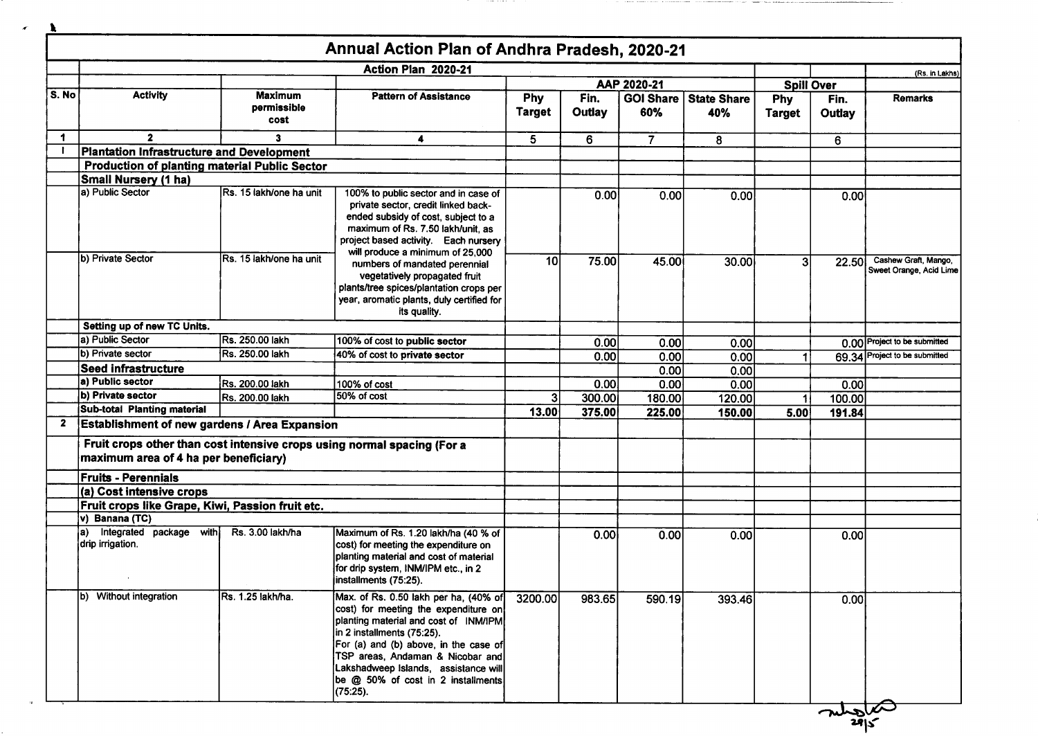# Annual Action Plan of Andhra Pradesh, 2020-21

(Rs. in Lakhs)

| S. No | Activity | Maximum permissible cost | Pattern of Assistance | AAP 2020-21 Phy Target | AAP 2020-21 Fin. Outlay | AAP 2020-21 GOI Share 60% | AAP 2020-21 State Share 40% | Spill Over Phy Target | Spill Over Fin. Outlay | Remarks |
|---|---|---|---|---|---|---|---|---|---|---|
| 1 | 2 | 3 | 4 | 5 | 6 | 7 | 8 | | 6 | |
| I | **Plantation Infrastructure and Development** | | | | | | | | | |
| | **Production of planting material Public Sector** | | | | | | | | | |
| | **Small Nursery (1 ha)** | | | | | | | | | |
| | a) Public Sector | Rs. 15 lakh/one ha unit | 100% to public sector and in case of private sector, credit linked back-ended subsidy of cost, subject to a maximum of Rs. 7.50 lakh/unit, as project based activity. Each nursery will produce a minimum of 25,000 numbers of mandated perennial vegetatively propagated fruit plants/tree spices/plantation crops per year, aromatic plants, duly certified for its quality. | | 0.00 | 0.00 | 0.00 | | 0.00 | |
| | b) Private Sector | Rs. 15 lakh/one ha unit | | 10 | 75.00 | 45.00 | 30.00 | 3 | 22.50 | Cashew Graft, Mango, Sweet Orange, Acid Lime |
| | **Setting up of new TC Units.** | | | | | | | | | |
| | a) Public Sector | Rs. 250.00 lakh | 100% of cost to **public sector** | | 0.00 | 0.00 | 0.00 | | 0.00 | Project to be submitted |
| | b) Private sector | Rs. 250.00 lakh | 40% of cost to **private sector** | | 0.00 | 0.00 | 0.00 | 1 | 69.34 | Project to be submitted |
| | **Seed infrastructure** | | | | | 0.00 | 0.00 | | | |
| | **a) Public sector** | Rs. 200.00 lakh | 100% of cost | | 0.00 | 0.00 | 0.00 | | 0.00 | |
| | **b) Private sector** | Rs. 200.00 lakh | 50% of cost | 3 | 300.00 | 180.00 | 120.00 | 1 | 100.00 | |
| | **Sub-total Planting material** | | | **13.00** | **375.00** | **225.00** | **150.00** | **5.00** | **191.84** | |
| 2 | **Establishment of new gardens / Area Expansion** | | | | | | | | | |
| | **Fruit crops other than cost intensive crops using normal spacing (For a maximum area of 4 ha per beneficiary)** | | | | | | | | | |
| | **Fruits - Perennials** | | | | | | | | | |
| | **(a) Cost intensive crops** | | | | | | | | | |
| | **Fruit crops like Grape, Kiwi, Passion fruit etc.** | | | | | | | | | |
| | **v) Banana (TC)** | | | | | | | | | |
| | a) Integrated package with drip irrigation. | Rs. 3.00 lakh/ha | Maximum of Rs. 1.20 lakh/ha (40 % of cost) for meeting the expenditure on planting material and cost of material for drip system, INM/IPM etc., in 2 installments (75:25). | | 0.00 | 0.00 | 0.00 | | 0.00 | |
| | b) Without integration | Rs. 1.25 lakh/ha. | Max. of Rs. 0.50 lakh per ha, (40% of cost) for meeting the expenditure on planting material and cost of INM/IPM in 2 installments (75:25). For (a) and (b) above, in the case of TSP areas, Andaman & Nicobar and Lakshadweep Islands, assistance will be @ 50% of cost in 2 installments (75:25). | 3200.00 | 983.65 | 590.19 | 393.46 | | 0.00 | |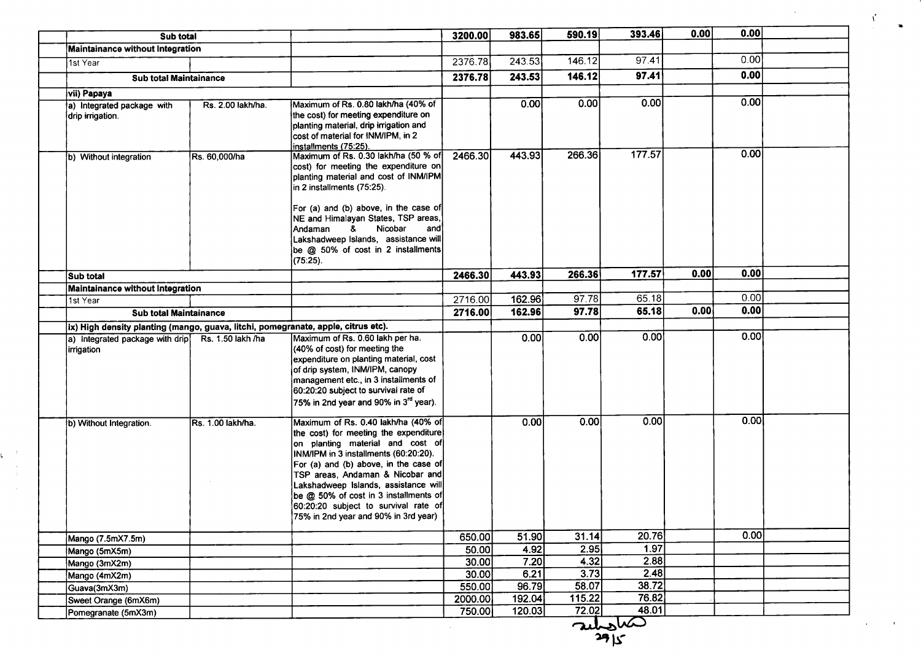| | | | | | | | | | |
|---|---|---|---|---|---|---|---|---|---|
| Sub total | | | 3200.00 | 983.65 | 590.19 | 393.46 | 0.00 | 0.00 | |
| Maintainance without Integration | | | | | | | | | |
| 1st Year | | | 2376.78 | 243.53 | 146.12 | 97.41 | | 0.00 | |
| Sub total Maintainance | | | 2376.78 | 243.53 | 146.12 | 97.41 | | 0.00 | |
| vii) Papaya | | | | | | | | | |
| a) Integrated package with drip irrigation. | Rs. 2.00 lakh/ha. | Maximum of Rs. 0.80 lakh/ha (40% of the cost) for meeting expenditure on planting material, drip irrigation and cost of material for INM/IPM, in 2 installments (75:25). | | 0.00 | 0.00 | 0.00 | | 0.00 | |
| b) Without integration | Rs. 60,000/ha | Maximum of Rs. 0.30 lakh/ha (50 % of cost) for meeting the expenditure on planting material and cost of INM/IPM in 2 installments (75:25).<br><br>For (a) and (b) above, in the case of NE and Himalayan States, TSP areas, Andaman & Nicobar and Lakshadweep Islands, assistance will be @ 50% of cost in 2 installments (75:25). | 2466.30 | 443.93 | 266.36 | 177.57 | | 0.00 | |
| Sub total | | | 2466.30 | 443.93 | 266.36 | 177.57 | 0.00 | 0.00 | |
| Maintainance without Integration | | | | | | | | | |
| 1st Year | | | 2716.00 | 162.96 | 97.78 | 65.18 | | 0.00 | |
| Sub total Maintainance | | | 2716.00 | 162.96 | 97.78 | 65.18 | 0.00 | 0.00 | |
| ix) High density planting (mango, guava, litchi, pomegranate, apple, citrus etc). | | | | | | | | | |
| a) Integrated package with drip irrigation | Rs. 1.50 lakh /ha | Maximum of Rs. 0.60 lakh per ha. (40% of cost) for meeting the expenditure on planting material, cost of drip system, INM/IPM, canopy management etc., in 3 installments of 60:20:20 subject to survival rate of 75% in 2nd year and 90% in 3rd year). | | 0.00 | 0.00 | 0.00 | | 0.00 | |
| b) Without Integration. | Rs. 1.00 lakh/ha. | Maximum of Rs. 0.40 lakh/ha (40% of the cost) for meeting the expenditure on planting material and cost of INM/IPM in 3 installments (60:20:20). For (a) and (b) above, in the case of TSP areas, Andaman & Nicobar and Lakshadweep Islands, assistance will be @ 50% of cost in 3 installments of 60:20:20 subject to survival rate of 75% in 2nd year and 90% in 3rd year) | | 0.00 | 0.00 | 0.00 | | 0.00 | |
| Mango (7.5mX7.5m) | | | 650.00 | 51.90 | 31.14 | 20.76 | | 0.00 | |
| Mango (5mX5m) | | | 50.00 | 4.92 | 2.95 | 1.97 | | | |
| Mango (3mX2m) | | | 30.00 | 7.20 | 4.32 | 2.88 | | | |
| Mango (4mX2m) | | | 30.00 | 6.21 | 3.73 | 2.48 | | | |
| Guava(3mX3m) | | | 550.00 | 96.79 | 58.07 | 38.72 | | | |
| Sweet Orange (6mX6m) | | | 2000.00 | 192.04 | 115.22 | 76.82 | | | |
| Pomegranate (5mX3m) | | | 750.00 | 120.03 | 72.02 | 48.01 | | | |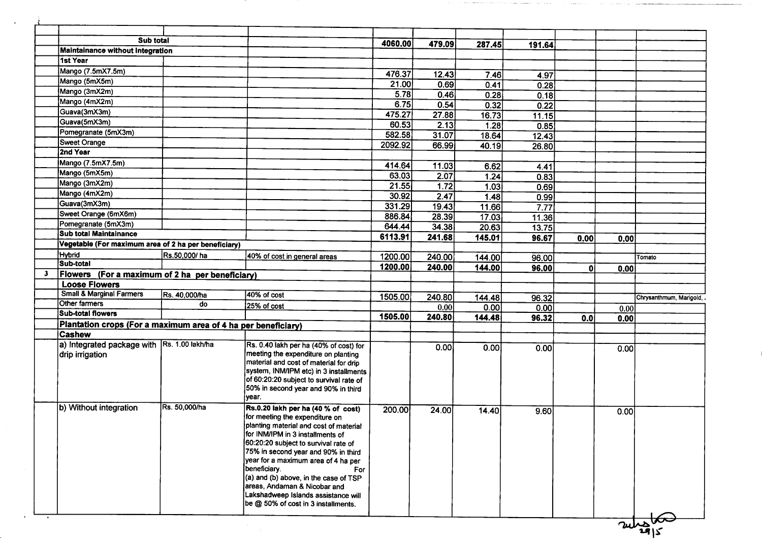| | | | | | | | | | |
|---|---|---|---|---|---|---|---|---|---|
| | **Sub total** | | | 4060.00 | 479.09 | 287.45 | 191.64 | | | |
| | **Maintainance without Integration** | | | | | | | | | |
| | **1st Year** | | | | | | | | | |
| | Mango (7.5mX7.5m) | | | 476.37 | 12.43 | 7.46 | 4.97 | | | |
| | Mango (5mX5m) | | | 21.00 | 0.69 | 0.41 | 0.28 | | | |
| | Mango (3mX2m) | | | 5.78 | 0.46 | 0.28 | 0.18 | | | |
| | Mango (4mX2m) | | | 6.75 | 0.54 | 0.32 | 0.22 | | | |
| | Guava(3mX3m) | | | 475.27 | 27.88 | 16.73 | 11.15 | | | |
| | Guava(5mX3m) | | | 60.53 | 2.13 | 1.28 | 0.85 | | | |
| | Pomegranate (5mX3m) | | | 582.58 | 31.07 | 18.64 | 12.43 | | | |
| | Sweet Orange | | | 2092.92 | 66.99 | 40.19 | 26.80 | | | |
| | **2nd Year** | | | | | | | | | |
| | Mango (7.5mX7.5m) | | | 414.64 | 11.03 | 6.62 | 4.41 | | | |
| | Mango (5mX5m) | | | 63.03 | 2.07 | 1.24 | 0.83 | | | |
| | Mango (3mX2m) | | | 21.55 | 1.72 | 1.03 | 0.69 | | | |
| | Mango (4mX2m) | | | 30.92 | 2.47 | 1.48 | 0.99 | | | |
| | Guava(3mX3m) | | | 331.29 | 19.43 | 11.66 | 7.77 | | | |
| | Sweet Orange (6mX6m) | | | 886.84 | 28.39 | 17.03 | 11.36 | | | |
| | Pomegranate (5mX3m) | | | 644.44 | 34.38 | 20.63 | 13.75 | | | |
| | **Sub total Maintainance** | | | 6113.91 | 241.68 | 145.01 | 96.67 | 0.00 | 0.00 | |
| | **Vegetable (For maximum area of 2 ha per beneficiary)** | | | | | | | | | |
| | Hybrid | Rs.50,000/ ha | 40% of cost in general areas | 1200.00 | 240.00 | 144.00 | 96.00 | | | Tomato |
| | **Sub-total** | | | 1200.00 | 240.00 | 144.00 | 96.00 | 0 | 0.00 | |
| 3 | **Flowers (For a maximum of 2 ha per beneficiary)** | | | | | | | | | |
| | **Loose Flowers** | | | | | | | | | |
| | Small & Marginal Farmers | Rs. 40,000/ha | 40% of cost | 1505.00 | 240.80 | 144.48 | 96.32 | | | Chrysanthmum, Marigold, . |
| | Other farmers | do | 25% of cost | | 0.00 | 0.00 | 0.00 | | 0.00 | |
| | **Sub-total flowers** | | | 1505.00 | 240.80 | 144.48 | 96.32 | 0.0 | 0.00 | |
| | **Plantation crops (For a maximum area of 4 ha per beneficiary)** | | | | | | | | | |
| | **Cashew** | | | | | | | | | |
| | a) Integrated package with drip irrigation | Rs. 1.00 lakh/ha | Rs. 0.40 lakh per ha (40% of cost) for meeting the expenditure on planting material and cost of material for drip system, INM/IPM etc) in 3 installments of 60:20:20 subject to survival rate of 50% in second year and 90% in third year. | | 0.00 | 0.00 | 0.00 | | 0.00 | |
| | b) Without integration | Rs. 50,000/ha | **Rs.0.20 lakh per ha (40 % of cost)** for meeting the expenditure on planting material and cost of material for INM/IPM in 3 installments of 60:20:20 subject to survival rate of 75% in second year and 90% in third year for a maximum area of 4 ha per beneficiary. For (a) and (b) above, in the case of TSP areas, Andaman & Nicobar and Lakshadweep Islands assistance will be @ 50% of cost in 3 installments. | 200.00 | 24.00 | 14.40 | 9.60 | | 0.00 | |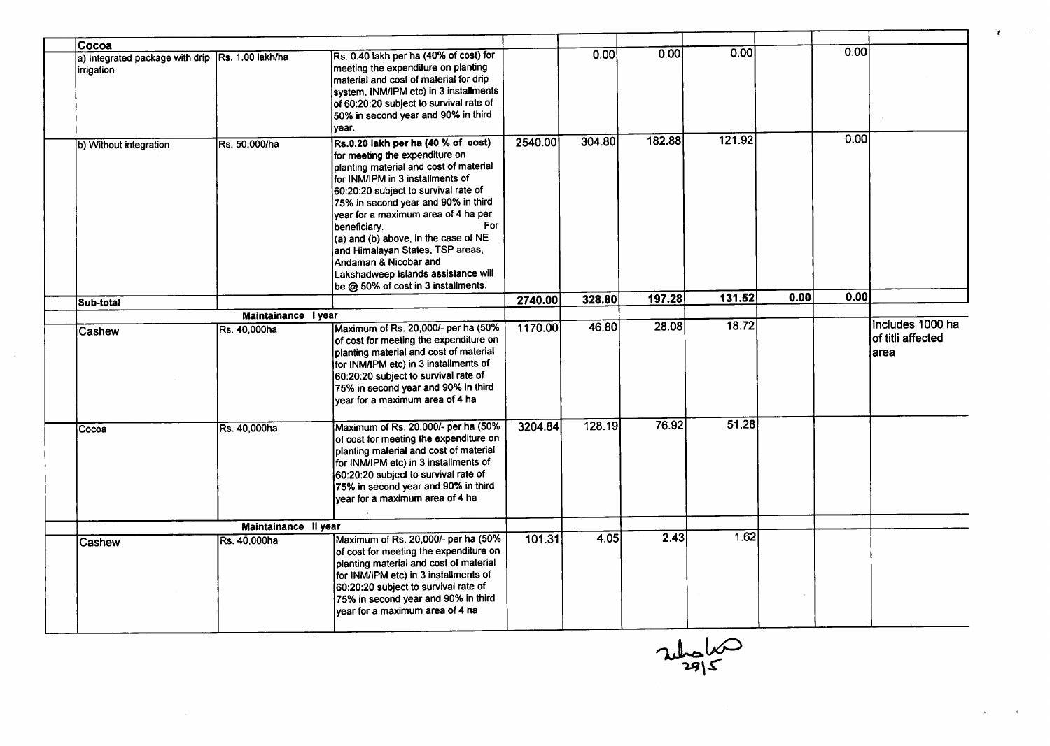| | | | | | | | | | |
|---|---|---|---|---|---|---|---|---|---|
| **Cocoa** | | | | | | | | | |
| a) Integrated package with drip irrigation | Rs. 1.00 lakh/ha | Rs. 0.40 lakh per ha (40% of cost) for meeting the expenditure on planting material and cost of material for drip system, INM/IPM etc) in 3 installments of 60:20:20 subject to survival rate of 50% in second year and 90% in third year. | | 0.00 | 0.00 | 0.00 | | 0.00 | |
| b) Without integration | Rs. 50,000/ha | **Rs.0.20 lakh per ha (40 % of cost)** for meeting the expenditure on planting material and cost of material for INM/IPM in 3 installments of 60:20:20 subject to survival rate of 75% in second year and 90% in third year for a maximum area of 4 ha per beneficiary. For (a) and (b) above, in the case of NE and Himalayan States, TSP areas, Andaman & Nicobar and Lakshadweep Islands assistance will be @ 50% of cost in 3 installments. | 2540.00 | 304.80 | 182.88 | 121.92 | | 0.00 | |
| **Sub-total** | | | **2740.00** | **328.80** | **197.28** | **131.52** | **0.00** | **0.00** | |
| | **Maintainance I year** | | | | | | | | |
| Cashew | Rs. 40,000ha | Maximum of Rs. 20,000/- per ha (50% of cost for meeting the expenditure on planting material and cost of material for INM/IPM etc) in 3 installments of 60:20:20 subject to survival rate of 75% in second year and 90% in third year for a maximum area of 4 ha | 1170.00 | 46.80 | 28.08 | 18.72 | | | Includes 1000 ha of titli affected area |
| Cocoa | Rs. 40,000ha | Maximum of Rs. 20,000/- per ha (50% of cost for meeting the expenditure on planting material and cost of material for INM/IPM etc) in 3 installments of 60:20:20 subject to survival rate of 75% in second year and 90% in third year for a maximum area of 4 ha | 3204.84 | 128.19 | 76.92 | 51.28 | | | |
| | **Maintainance II year** | | | | | | | | |
| Cashew | Rs. 40,000ha | Maximum of Rs. 20,000/- per ha (50% of cost for meeting the expenditure on planting material and cost of material for INM/IPM etc) in 3 installments of 60:20:20 subject to survival rate of 75% in second year and 90% in third year for a maximum area of 4 ha | 101.31 | 4.05 | 2.43 | 1.62 | | | |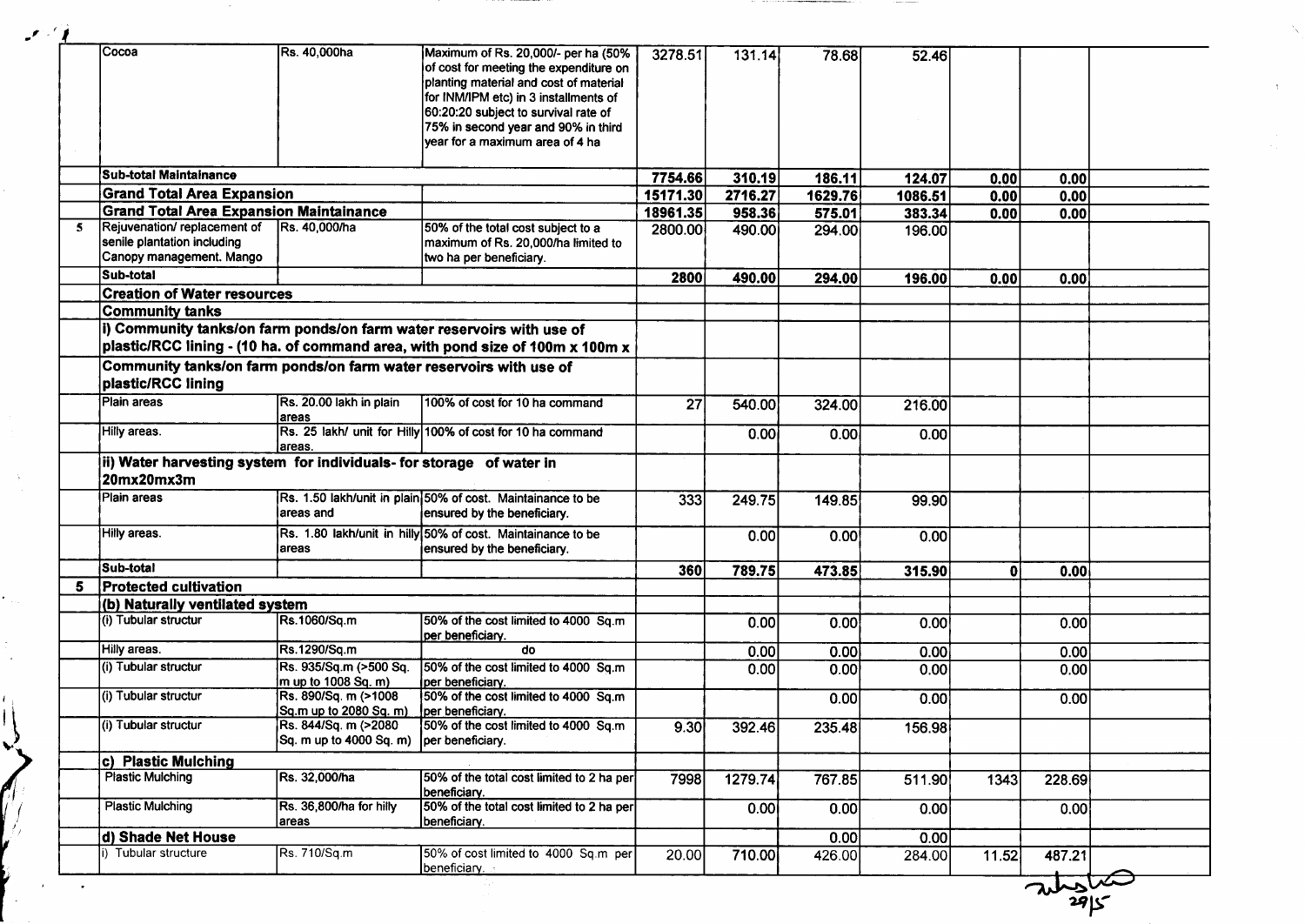|  |  |  |  |  |  |  |  |  |  |  |
|---|---|---|---|---|---|---|---|---|---|---|
|  | Cocoa | Rs. 40,000ha | Maximum of Rs. 20,000/- per ha (50% of cost for meeting the expenditure on planting material and cost of material for INM/IPM etc) in 3 installments of 60:20:20 subject to survival rate of 75% in second year and 90% in third year for a maximum area of 4 ha | 3278.51 | 131.14 | 78.68 | 52.46 |  |  |  |
|  | **Sub-total Maintainance** |  |  | **7754.66** | **310.19** | **186.11** | **124.07** | **0.00** | **0.00** |  |
|  | **Grand Total Area Expansion** |  |  | **15171.30** | **2716.27** | **1629.76** | **1086.51** | **0.00** | **0.00** |  |
|  | **Grand Total Area Expansion Maintainance** |  |  | **18961.35** | **958.36** | **575.01** | **383.34** | **0.00** | **0.00** |  |
| 5 | Rejuvenation/ replacement of senile plantation including Canopy management. Mango | Rs. 40,000/ha | 50% of the total cost subject to a maximum of Rs. 20,000/ha limited to two ha per beneficiary. | 2800.00 | 490.00 | 294.00 | 196.00 |  |  |  |
|  | **Sub-total** |  |  | **2800** | **490.00** | **294.00** | **196.00** | **0.00** | **0.00** |  |
|  | **Creation of Water resources** |  |  |  |  |  |  |  |  |  |
|  | **Community tanks** |  |  |  |  |  |  |  |  |  |
|  | **i) Community tanks/on farm ponds/on farm water reservoirs with use of plastic/RCC lining - (10 ha. of command area, with pond size of 100m x 100m x** |  |  |  |  |  |  |  |  |  |
|  | **Community tanks/on farm ponds/on farm water reservoirs with use of plastic/RCC lining** |  |  |  |  |  |  |  |  |  |
|  | Plain areas | Rs. 20.00 lakh in plain areas | 100% of cost for 10 ha command | 27 | 540.00 | 324.00 | 216.00 |  |  |  |
|  | Hilly areas. | Rs. 25 lakh/ unit for Hilly areas. | 100% of cost for 10 ha command |  | 0.00 | 0.00 | 0.00 |  |  |  |
|  | **ii) Water harvesting system for individuals- for storage of water in 20mx20mx3m** |  |  |  |  |  |  |  |  |  |
|  | Plain areas | Rs. 1.50 lakh/unit in plain areas and | 50% of cost. Maintainance to be ensured by the beneficiary. | 333 | 249.75 | 149.85 | 99.90 |  |  |  |
|  | Hilly areas. | Rs. 1.80 lakh/unit in hilly areas | 50% of cost. Maintainance to be ensured by the beneficiary. |  | 0.00 | 0.00 | 0.00 |  |  |  |
|  | **Sub-total** |  |  | **360** | **789.75** | **473.85** | **315.90** | **0** | **0.00** |  |
| **5** | **Protected cultivation** |  |  |  |  |  |  |  |  |  |
|  | **(b) Naturally ventilated system** |  |  |  |  |  |  |  |  |  |
|  | (i) Tubular structur | Rs.1060/Sq.m | 50% of the cost limited to 4000 Sq.m per beneficiary. |  | 0.00 | 0.00 | 0.00 |  | 0.00 |  |
|  | Hilly areas. | Rs.1290/Sq.m | do |  | 0.00 | 0.00 | 0.00 |  | 0.00 |  |
|  | (i) Tubular structur | Rs. 935/Sq.m (>500 Sq. m up to 1008 Sq. m) | 50% of the cost limited to 4000 Sq.m per beneficiary. |  | 0.00 | 0.00 | 0.00 |  | 0.00 |  |
|  | (i) Tubular structur | Rs. 890/Sq. m (>1008 Sq.m up to 2080 Sq. m) | 50% of the cost limited to 4000 Sq.m per beneficiary. |  |  | 0.00 | 0.00 |  | 0.00 |  |
|  | (i) Tubular structur | Rs. 844/Sq. m (>2080 Sq. m up to 4000 Sq. m) | 50% of the cost limited to 4000 Sq.m per beneficiary. | 9.30 | 392.46 | 235.48 | 156.98 |  |  |  |
|  | **c) Plastic Mulching** |  |  |  |  |  |  |  |  |  |
|  | Plastic Mulching | Rs. 32,000/ha | 50% of the total cost limited to 2 ha per beneficiary. | 7998 | 1279.74 | 767.85 | 511.90 | 1343 | 228.69 |  |
|  | Plastic Mulching | Rs. 36,800/ha for hilly areas | 50% of the total cost limited to 2 ha per beneficiary. |  | 0.00 | 0.00 | 0.00 |  | 0.00 |  |
|  | **d) Shade Net House** |  |  |  |  | 0.00 | 0.00 |  |  |  |
|  | i) Tubular structure | Rs. 710/Sq.m | 50% of cost limited to 4000 Sq.m per beneficiary. | 20.00 | 710.00 | 426.00 | 284.00 | 11.52 | 487.21 |  |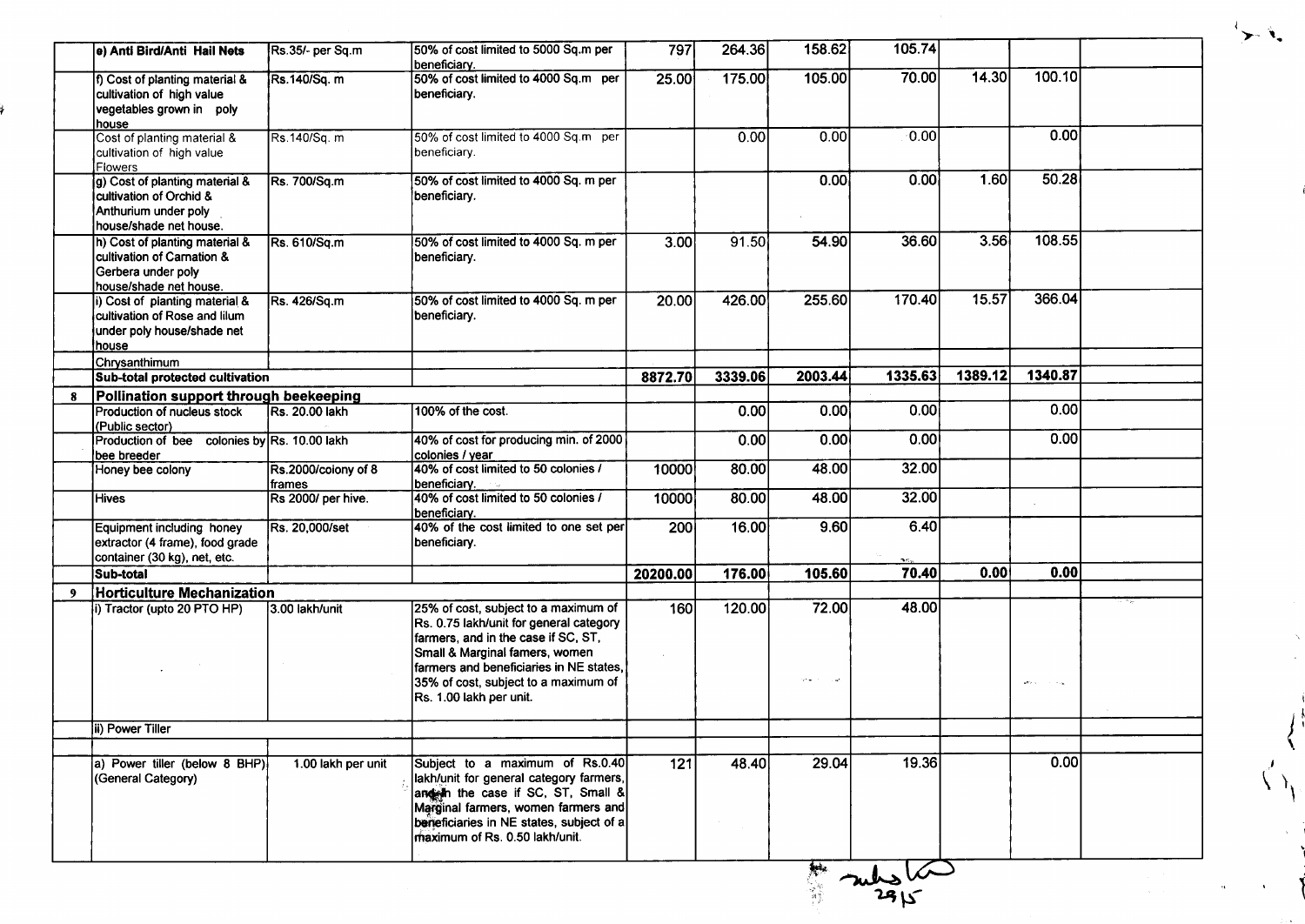| | | | | | | | | | | |
|---|---|---|---|---|---|---|---|---|---|---|
| | e) Anti Bird/Anti Hail Nets | Rs.35/- per Sq.m | 50% of cost limited to 5000 Sq.m per beneficiary. | 797 | 264.36 | 158.62 | 105.74 | | | |
| | f) Cost of planting material & cultivation of high value vegetables grown in poly house | Rs.140/Sq. m | 50% of cost limited to 4000 Sq.m per beneficiary. | 25.00 | 175.00 | 105.00 | 70.00 | 14.30 | 100.10 | |
| | Cost of planting material & cultivation of high value Flowers | Rs.140/Sq. m | 50% of cost limited to 4000 Sq.m per beneficiary. | | 0.00 | 0.00 | 0.00 | | 0.00 | |
| | g) Cost of planting material & cultivation of Orchid & Anthurium under poly house/shade net house. | Rs. 700/Sq.m | 50% of cost limited to 4000 Sq. m per beneficiary. | | | 0.00 | 0.00 | 1.60 | 50.28 | |
| | h) Cost of planting material & cultivation of Carnation & Gerbera under poly house/shade net house. | Rs. 610/Sq.m | 50% of cost limited to 4000 Sq. m per beneficiary. | 3.00 | 91.50 | 54.90 | 36.60 | 3.56 | 108.55 | |
| | i) Cost of planting material & cultivation of Rose and lilum under poly house/shade net house | Rs. 426/Sq.m | 50% of cost limited to 4000 Sq. m per beneficiary. | 20.00 | 426.00 | 255.60 | 170.40 | 15.57 | 366.04 | |
| | Chrysanthimum | | | | | | | | | |
| | **Sub-total protected cultivation** | | | **8872.70** | **3339.06** | **2003.44** | **1335.63** | **1389.12** | **1340.87** | |
| **8** | **Pollination support through beekeeping** | | | | | | | | | |
| | Production of nucleus stock (Public sector) | Rs. 20.00 lakh | 100% of the cost. | | 0.00 | 0.00 | 0.00 | | 0.00 | |
| | Production of bee colonies by bee breeder | Rs. 10.00 lakh | 40% of cost for producing min. of 2000 colonies / year | | 0.00 | 0.00 | 0.00 | | 0.00 | |
| | Honey bee colony | Rs.2000/colony of 8 frames | 40% of cost limited to 50 colonies / beneficiary. | 10000 | 80.00 | 48.00 | 32.00 | | | |
| | Hives | Rs 2000/ per hive. | 40% of cost limited to 50 colonies / beneficiary. | 10000 | 80.00 | 48.00 | 32.00 | | | |
| | Equipment including honey extractor (4 frame), food grade container (30 kg), net, etc. | Rs. 20,000/set | 40% of the cost limited to one set per beneficiary. | 200 | 16.00 | 9.60 | 6.40 | | | |
| | **Sub-total** | | | **20200.00** | **176.00** | **105.60** | **70.40** | **0.00** | **0.00** | |
| **9** | **Horticulture Mechanization** | | | | | | | | | |
| | i) Tractor (upto 20 PTO HP) | 3.00 lakh/unit | 25% of cost, subject to a maximum of Rs. 0.75 lakh/unit for general category farmers, and in the case if SC, ST, Small & Marginal famers, women farmers and beneficiaries in NE states, 35% of cost, subject to a maximum of Rs. 1.00 lakh per unit. | 160 | 120.00 | 72.00 | 48.00 | | | |
| | ii) Power Tiller | | | | | | | | | |
| | | | | | | | | | | |
| | a) Power tiller (below 8 BHP) (General Category) | 1.00 lakh per unit | Subject to a maximum of Rs.0.40 lakh/unit for general category farmers, and in the case if SC, ST, Small & Marginal farmers, women farmers and beneficiaries in NE states, subject of a maximum of Rs. 0.50 lakh/unit. | 121 | 48.40 | 29.04 | 19.36 | | 0.00 | |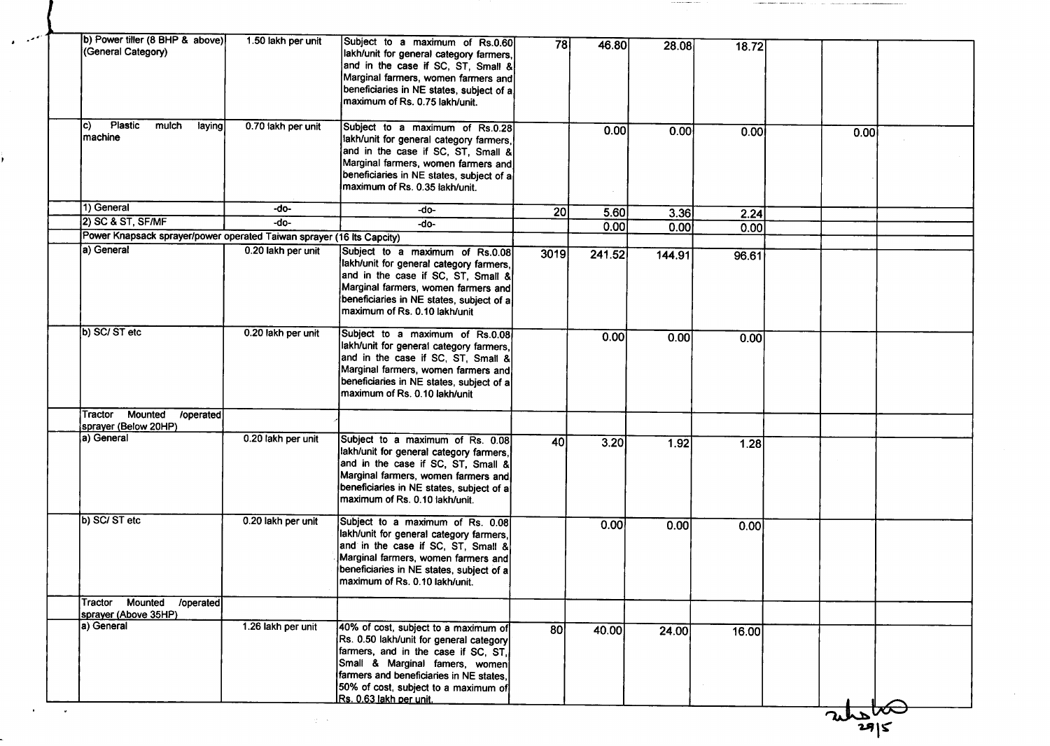| | | | | | | | | |
|---|---|---|---|---|---|---|---|---|
| b) Power tiller (8 BHP & above) (General Category) | 1.50 lakh per unit | Subject to a maximum of Rs.0.60 lakh/unit for general category farmers, and in the case if SC, ST, Small & Marginal farmers, women farmers and beneficiaries in NE states, subject of a maximum of Rs. 0.75 lakh/unit. | 78 | 46.80 | 28.08 | 18.72 | | |
| c) Plastic mulch laying machine | 0.70 lakh per unit | Subject to a maximum of Rs.0.28 lakh/unit for general category farmers, and in the case if SC, ST, Small & Marginal farmers, women farmers and beneficiaries in NE states, subject of a maximum of Rs. 0.35 lakh/unit. | | 0.00 | 0.00 | 0.00 | 0.00 | |
| 1) General | -do- | -do- | 20 | 5.60 | 3.36 | 2.24 | | |
| 2) SC & ST, SF/MF | -do- | -do- | | 0.00 | 0.00 | 0.00 | | |
| Power Knapsack sprayer/power operated Taiwan sprayer (16 lts Capcity) | | | | | | | | |
| a) General | 0.20 lakh per unit | Subject to a maximum of Rs.0.08 lakh/unit for general category farmers, and in the case if SC, ST, Small & Marginal farmers, women farmers and beneficiaries in NE states, subject of a maximum of Rs. 0.10 lakh/unit | 3019 | 241.52 | 144.91 | 96.61 | | |
| b) SC/ ST etc | 0.20 lakh per unit | Subject to a maximum of Rs.0.08 lakh/unit for general category farmers, and in the case if SC, ST, Small & Marginal farmers, women farmers and beneficiaries in NE states, subject of a maximum of Rs. 0.10 lakh/unit | | 0.00 | 0.00 | 0.00 | | |
| Tractor Mounted /operated sprayer (Below 20HP) | | | | | | | | |
| a) General | 0.20 lakh per unit | Subject to a maximum of Rs. 0.08 lakh/unit for general category farmers, and in the case if SC, ST, Small & Marginal farmers, women farmers and beneficiaries in NE states, subject of a maximum of Rs. 0.10 lakh/unit. | 40 | 3.20 | 1.92 | 1.28 | | |
| b) SC/ ST etc | 0.20 lakh per unit | Subject to a maximum of Rs. 0.08 lakh/unit for general category farmers, and in the case if SC, ST, Small & Marginal farmers, women farmers and beneficiaries in NE states, subject of a maximum of Rs. 0.10 lakh/unit. | | 0.00 | 0.00 | 0.00 | | |
| Tractor Mounted /operated sprayer (Above 35HP) | | | | | | | | |
| a) General | 1.26 lakh per unit | 40% of cost, subject to a maximum of Rs. 0.50 lakh/unit for general category farmers, and in the case if SC, ST, Small & Marginal famers, women farmers and beneficiaries in NE states, 50% of cost, subject to a maximum of Rs. 0.63 lakh per unit. | 80 | 40.00 | 24.00 | 16.00 | | |

29/5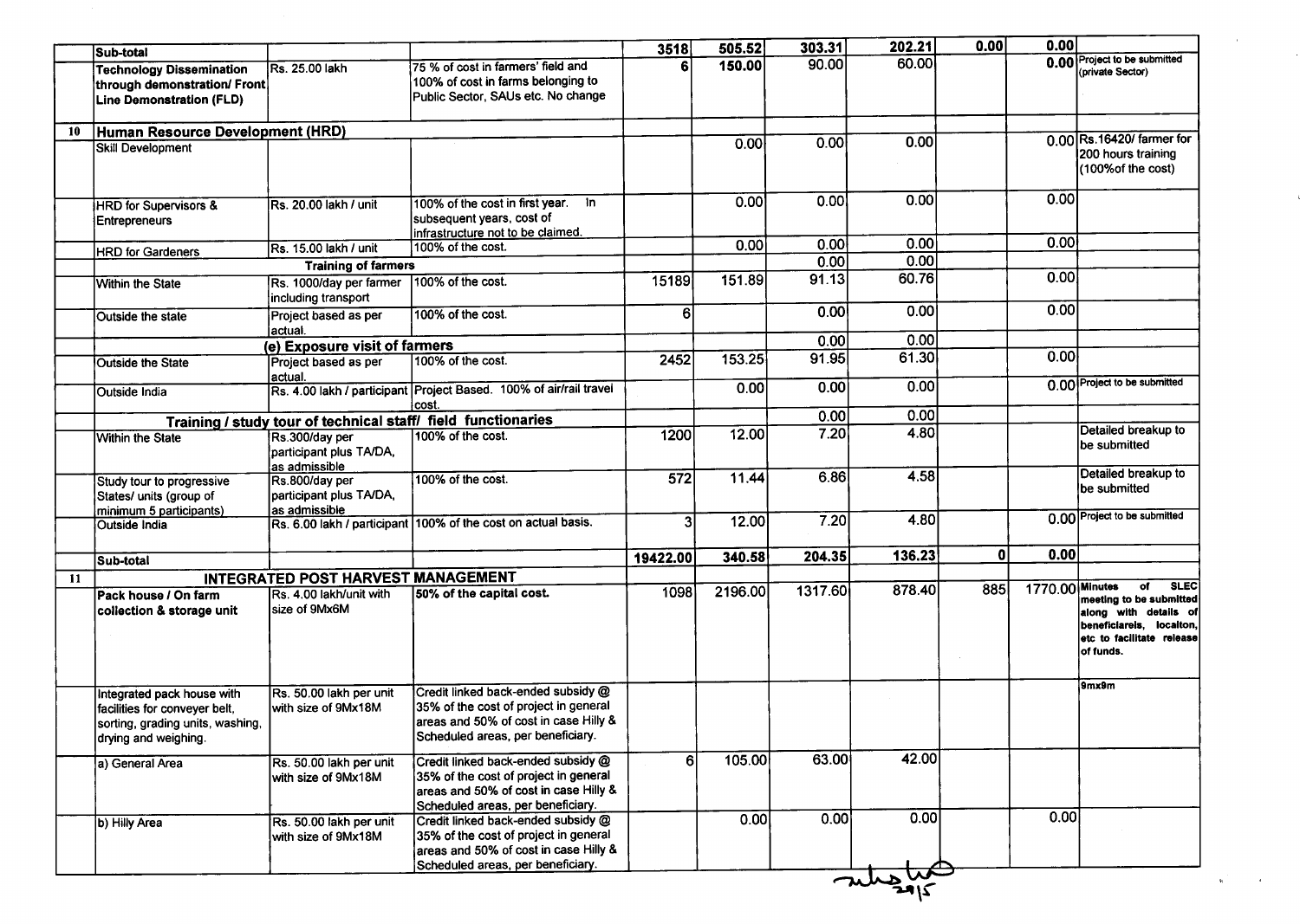| | | | | | | | | | | |
|---|---|---|---|---|---|---|---|---|---|---|
| | Sub-total | | | 3518 | 505.52 | 303.31 | 202.21 | 0.00 | 0.00 | |
| | **Technology Dissemination through demonstration/ Front Line Demonstration (FLD)** | Rs. 25.00 lakh | 75 % of cost in farmers' field and 100% of cost in farms belonging to Public Sector, SAUs etc. No change | 6 | 150.00 | 90.00 | 60.00 | | 0.00 | Project to be submitted (private Sector) |
| 10 | **Human Resource Development (HRD)** | | | | | | | | | |
| | Skill Development | | | | 0.00 | 0.00 | 0.00 | | 0.00 | Rs.16420/ farmer for 200 hours training (100%of the cost) |
| | HRD for Supervisors & Entrepreneurs | Rs. 20.00 lakh / unit | 100% of the cost in first year. In subsequent years, cost of infrastructure not to be claimed. | | 0.00 | 0.00 | 0.00 | | 0.00 | |
| | HRD for Gardeners | Rs. 15.00 lakh / unit | 100% of the cost. | | 0.00 | 0.00 | 0.00 | | 0.00 | |
| | | **Training of farmers** | | | | 0.00 | 0.00 | | | |
| | Within the State | Rs. 1000/day per farmer including transport | 100% of the cost. | 15189 | 151.89 | 91.13 | 60.76 | | 0.00 | |
| | Outside the state | Project based as per actual. | 100% of the cost. | 6 | | 0.00 | 0.00 | | 0.00 | |
| | | **(e) Exposure visit of farmers** | | | | 0.00 | 0.00 | | | |
| | Outside the State | Project based as per actual. | 100% of the cost. | 2452 | 153.25 | 91.95 | 61.30 | | 0.00 | |
| | Outside India | Rs. 4.00 lakh / participant | Project Based. 100% of air/rail travel cost. | | 0.00 | 0.00 | 0.00 | | 0.00 | Project to be submitted |
| | | **Training / study tour of technical staff/ field functionaries** | | | | 0.00 | 0.00 | | | |
| | Within the State | Rs.300/day per participant plus TA/DA, as admissible | 100% of the cost. | 1200 | 12.00 | 7.20 | 4.80 | | | Detailed breakup to be submitted |
| | Study tour to progressive States/ units (group of minimum 5 participants) | Rs.800/day per participant plus TA/DA, as admissible | 100% of the cost. | 572 | 11.44 | 6.86 | 4.58 | | | Detailed breakup to be submitted |
| | Outside India | Rs. 6.00 lakh / participant | 100% of the cost on actual basis. | 3 | 12.00 | 7.20 | 4.80 | | 0.00 | Project to be submitted |
| | Sub-total | | | 19422.00 | 340.58 | 204.35 | 136.23 | 0 | 0.00 | |
| 11 | | **INTEGRATED POST HARVEST MANAGEMENT** | | | | | | | | |
| | **Pack house / On farm collection & storage unit** | Rs. 4.00 lakh/unit with size of 9Mx6M | **50% of the capital cost.** | 1098 | 2196.00 | 1317.60 | 878.40 | 885 | 1770.00 | **Minutes of SLEC meeting to be submitted along with details of beneficiareis, locaiton, etc to facilitate release of funds.** |
| | Integrated pack house with facilities for conveyer belt, sorting, grading units, washing, drying and weighing. | Rs. 50.00 lakh per unit with size of 9Mx18M | Credit linked back-ended subsidy @ 35% of the cost of project in general areas and 50% of cost in case Hilly & Scheduled areas, per beneficiary. | | | | | | | 9mx9m |
| | a) General Area | Rs. 50.00 lakh per unit with size of 9Mx18M | Credit linked back-ended subsidy @ 35% of the cost of project in general areas and 50% of cost in case Hilly & Scheduled areas, per beneficiary. | 6 | 105.00 | 63.00 | 42.00 | | | |
| | b) Hilly Area | Rs. 50.00 lakh per unit with size of 9Mx18M | Credit linked back-ended subsidy @ 35% of the cost of project in general areas and 50% of cost in case Hilly & Scheduled areas, per beneficiary. | | 0.00 | 0.00 | 0.00 | | 0.00 | |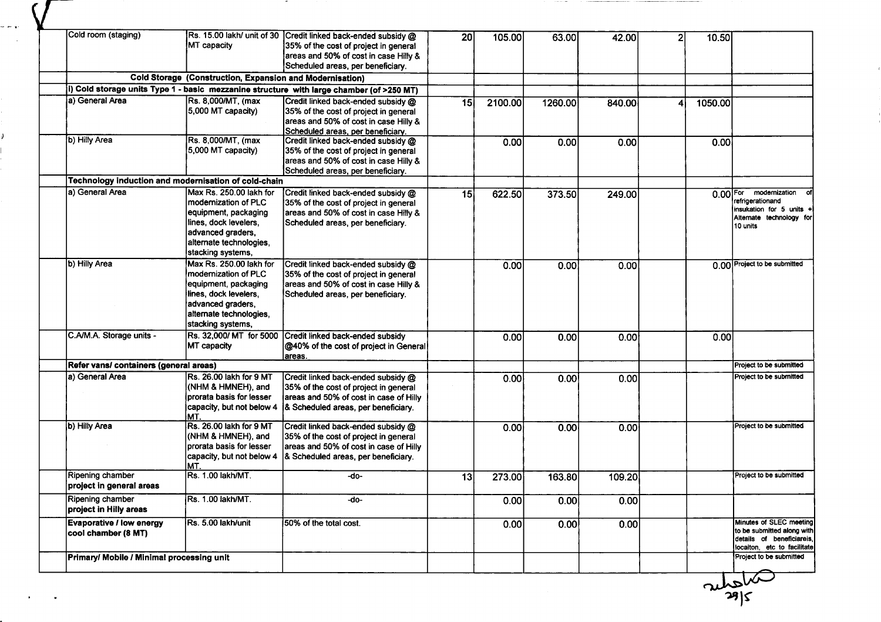| | | | | | | | | | |
|---|---|---|---|---|---|---|---|---|---|
| Cold room (staging) | Rs. 15.00 lakh/ unit of 30 MT capacity | Credit linked back-ended subsidy @ 35% of the cost of project in general areas and 50% of cost in case Hilly & Scheduled areas, per beneficiary. | 20 | 105.00 | 63.00 | 42.00 | 2 | 10.50 | |
| Cold Storage (Construction, Expansion and Modernisation) | | | | | | | | | |
| i) Cold storage units Type 1 - basic mezzanine structure with large chamber (of >250 MT) | | | | | | | | | |
| a) General Area | Rs. 8,000/MT, (max 5,000 MT capacity) | Credit linked back-ended subsidy @ 35% of the cost of project in general areas and 50% of cost in case Hilly & Scheduled areas, per beneficiary. | 15 | 2100.00 | 1260.00 | 840.00 | 4 | 1050.00 | |
| b) Hilly Area | Rs. 8,000/MT, (max 5,000 MT capacity) | Credit linked back-ended subsidy @ 35% of the cost of project in general areas and 50% of cost in case Hilly & Scheduled areas, per beneficiary. | | 0.00 | 0.00 | 0.00 | | 0.00 | |
| Technology induction and modernisation of cold-chain | | | | | | | | | |
| a) General Area | Max Rs. 250.00 lakh for modernization of PLC equipment, packaging lines, dock levelers, advanced graders, alternate technologies, stacking systems, | Credit linked back-ended subsidy @ 35% of the cost of project in general areas and 50% of cost in case Hilly & Scheduled areas, per beneficiary. | 15 | 622.50 | 373.50 | 249.00 | | 0.00 | For modernization of refrigerationand insukation for 5 units + Alternate technology for 10 units |
| b) Hilly Area | Max Rs. 250.00 lakh for modernization of PLC equipment, packaging lines, dock levelers, advanced graders, alternate technologies, stacking systems, | Credit linked back-ended subsidy @ 35% of the cost of project in general areas and 50% of cost in case Hilly & Scheduled areas, per beneficiary. | | 0.00 | 0.00 | 0.00 | | 0.00 | Project to be submitted |
| C.A/M.A. Storage units - | Rs. 32,000/ MT for 5000 MT capacity | Credit linked back-ended subsidy @40% of the cost of project in General areas. | | 0.00 | 0.00 | 0.00 | | 0.00 | |
| Refer vans/ containers (general areas) | | | | | | | | | Project to be submitted |
| a) General Area | Rs. 26.00 lakh for 9 MT (NHM & HMNEH), and prorata basis for lesser capacity, but not below 4 MT. | Credit linked back-ended subsidy @ 35% of the cost of project in general areas and 50% of cost in case of Hilly & Scheduled areas, per beneficiary. | | 0.00 | 0.00 | 0.00 | | | Project to be submitted |
| b) Hilly Area | Rs. 26.00 lakh for 9 MT (NHM & HMNEH), and prorata basis for lesser capacity, but not below 4 MT. | Credit linked back-ended subsidy @ 35% of the cost of project in general areas and 50% of cost in case of Hilly & Scheduled areas, per beneficiary. | | 0.00 | 0.00 | 0.00 | | | Project to be submitted |
| Ripening chamber project in general areas | Rs. 1.00 lakh/MT. | -do- | 13 | 273.00 | 163.80 | 109.20 | | | Project to be submitted |
| Ripening chamber project in Hilly areas | Rs. 1.00 lakh/MT. | -do- | | 0.00 | 0.00 | 0.00 | | | |
| Evaporative / low energy cool chamber (8 MT) | Rs. 5.00 lakh/unit | 50% of the total cost. | | 0.00 | 0.00 | 0.00 | | | Minutes of SLEC meeting to be submitted along with details of beneficiareis, localton, etc to facilitate |
| Primary/ Mobile / Minimal processing unit | | | | | | | | | Project to be submitted |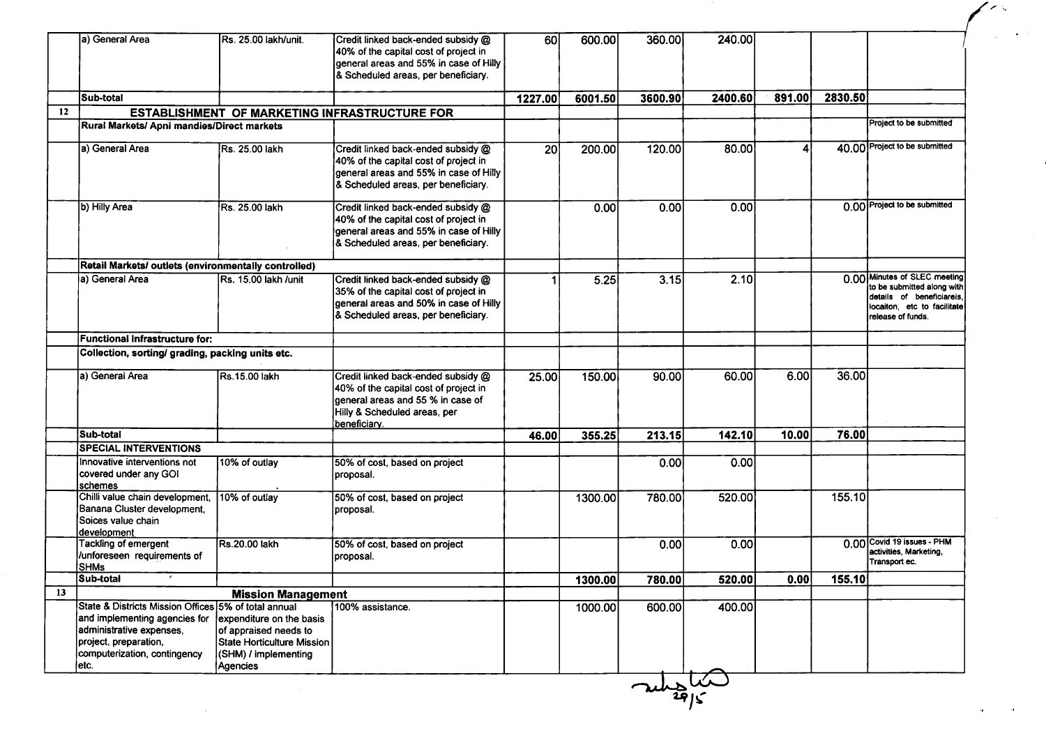| | | | | | | | | | | |
|---|---|---|---|---|---|---|---|---|---|---|
| | a) General Area | Rs. 25.00 lakh/unit. | Credit linked back-ended subsidy @ 40% of the capital cost of project in general areas and 55% in case of Hilly & Scheduled areas, per beneficiary. | 60 | 600.00 | 360.00 | 240.00 | | | |
| | Sub-total | | | 1227.00 | 6001.50 | 3600.90 | 2400.60 | 891.00 | 2830.50 | |
| 12 | **ESTABLISHMENT OF MARKETING INFRASTRUCTURE FOR** | | | | | | | | | |
| | **Rural Markets/ Apni mandies/Direct markets** | | | | | | | | | Project to be submitted |
| | a) General Area | Rs. 25.00 lakh | Credit linked back-ended subsidy @ 40% of the capital cost of project in general areas and 55% in case of Hilly & Scheduled areas, per beneficiary. | 20 | 200.00 | 120.00 | 80.00 | 4 | 40.00 | Project to be submitted |
| | b) Hilly Area | Rs. 25.00 lakh | Credit linked back-ended subsidy @ 40% of the capital cost of project in general areas and 55% in case of Hilly & Scheduled areas, per beneficiary. | | 0.00 | 0.00 | 0.00 | | 0.00 | Project to be submitted |
| | **Retail Markets/ outlets (environmentally controlled)** | | | | | | | | | |
| | a) General Area | Rs. 15.00 lakh /unit | Credit linked back-ended subsidy @ 35% of the capital cost of project in general areas and 50% in case of Hilly & Scheduled areas, per beneficiary. | 1 | 5.25 | 3.15 | 2.10 | | 0.00 | Minutes of SLEC meeting to be submitted along with details of beneficiareis, locaiton, etc to facilitate release of funds. |
| | **Functional Infrastructure for:** | | | | | | | | | |
| | **Collection, sorting/ grading, packing units etc.** | | | | | | | | | |
| | a) General Area | Rs.15.00 lakh | Credit linked back-ended subsidy @ 40% of the capital cost of project in general areas and 55 % in case of Hilly & Scheduled areas, per beneficiary. | 25.00 | 150.00 | 90.00 | 60.00 | 6.00 | 36.00 | |
| | **Sub-total** | | | **46.00** | **355.25** | **213.15** | **142.10** | **10.00** | **76.00** | |
| | **SPECIAL INTERVENTIONS** | | | | | | | | | |
| | Innovative interventions not covered under any GOI schemes | 10% of outlay | 50% of cost, based on project proposal. | | | 0.00 | 0.00 | | | |
| | Chilli value chain development, Banana Cluster development, Soices value chain development | 10% of outlay | 50% of cost, based on project proposal. | | 1300.00 | 780.00 | 520.00 | | 155.10 | |
| | Tackling of emergent /unforeseen requirements of SHMs | Rs.20.00 lakh | 50% of cost, based on project proposal. | | | 0.00 | 0.00 | | 0.00 | Covid 19 issues - PHM activities, Marketing, Transport ec. |
| | **Sub-total** | | | | **1300.00** | **780.00** | **520.00** | **0.00** | **155.10** | |
| 13 | **Mission Management** | | | | | | | | | |
| | State & Districts Mission Offices and implementing agencies for administrative expenses, project, preparation, computerization, contingency etc. | 5% of total annual expenditure on the basis of appraised needs to State Horticulture Mission (SHM) / implementing Agencies | 100% assistance. | | 1000.00 | 600.00 | 400.00 | | | |